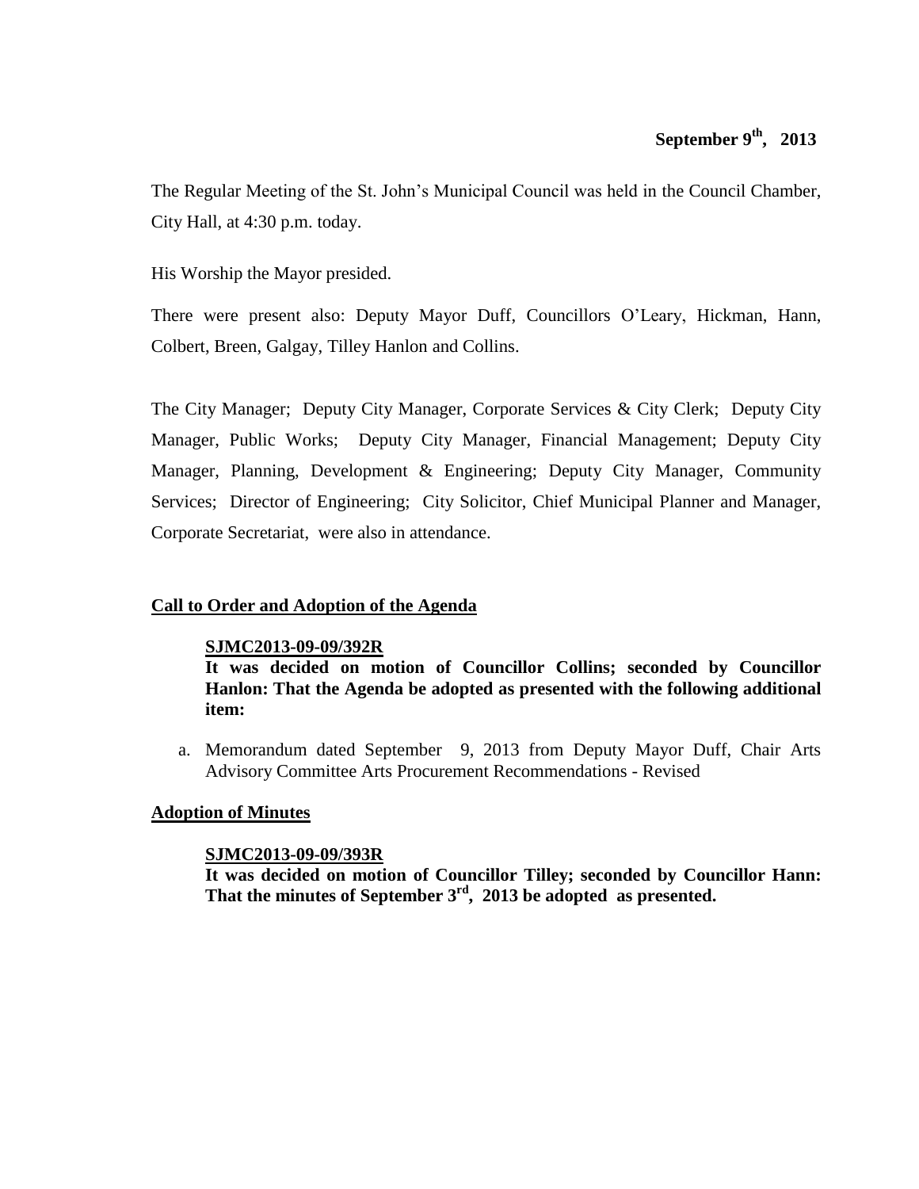**September 9th, 2013**

The Regular Meeting of the St. John's Municipal Council was held in the Council Chamber, City Hall, at 4:30 p.m. today.

His Worship the Mayor presided.

There were present also: Deputy Mayor Duff, Councillors O'Leary, Hickman, Hann, Colbert, Breen, Galgay, Tilley Hanlon and Collins.

The City Manager; Deputy City Manager, Corporate Services & City Clerk; Deputy City Manager, Public Works; Deputy City Manager, Financial Management; Deputy City Manager, Planning, Development & Engineering; Deputy City Manager, Community Services; Director of Engineering; City Solicitor, Chief Municipal Planner and Manager, Corporate Secretariat, were also in attendance.

## Call to Order and Adoption of the Agenda

**SJMC2013-09-09/392R**
**It was decided on motion of Councillor Collins; seconded by Councillor Hanlon: That the Agenda be adopted as presented with the following additional item:**

a. Memorandum dated September 9, 2013 from Deputy Mayor Duff, Chair Arts Advisory Committee Arts Procurement Recommendations - Revised

## Adoption of Minutes

**SJMC2013-09-09/393R**
**It was decided on motion of Councillor Tilley; seconded by Councillor Hann: That the minutes of September 3rd, 2013 be adopted as presented.**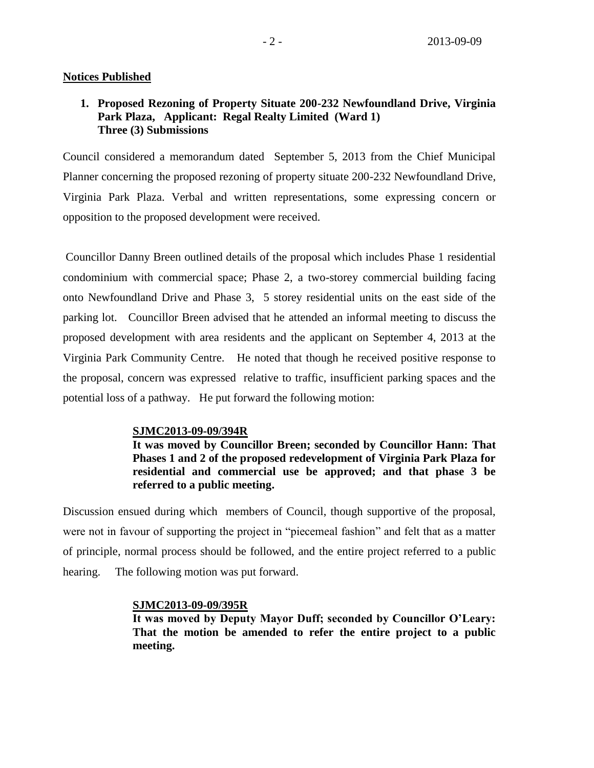## Notices Published

**1. Proposed Rezoning of Property Situate 200-232 Newfoundland Drive, Virginia Park Plaza, Applicant: Regal Realty Limited (Ward 1)**
**Three (3) Submissions**

Council considered a memorandum dated September 5, 2013 from the Chief Municipal Planner concerning the proposed rezoning of property situate 200-232 Newfoundland Drive, Virginia Park Plaza. Verbal and written representations, some expressing concern or opposition to the proposed development were received.

Councillor Danny Breen outlined details of the proposal which includes Phase 1 residential condominium with commercial space; Phase 2, a two-storey commercial building facing onto Newfoundland Drive and Phase 3, 5 storey residential units on the east side of the parking lot. Councillor Breen advised that he attended an informal meeting to discuss the proposed development with area residents and the applicant on September 4, 2013 at the Virginia Park Community Centre. He noted that though he received positive response to the proposal, concern was expressed relative to traffic, insufficient parking spaces and the potential loss of a pathway. He put forward the following motion:

> **SJMC2013-09-09/394R**
> **It was moved by Councillor Breen; seconded by Councillor Hann: That Phases 1 and 2 of the proposed redevelopment of Virginia Park Plaza for residential and commercial use be approved; and that phase 3 be referred to a public meeting.**

Discussion ensued during which members of Council, though supportive of the proposal, were not in favour of supporting the project in "piecemeal fashion" and felt that as a matter of principle, normal process should be followed, and the entire project referred to a public hearing. The following motion was put forward.

> **SJMC2013-09-09/395R**
> **It was moved by Deputy Mayor Duff; seconded by Councillor O'Leary: That the motion be amended to refer the entire project to a public meeting.**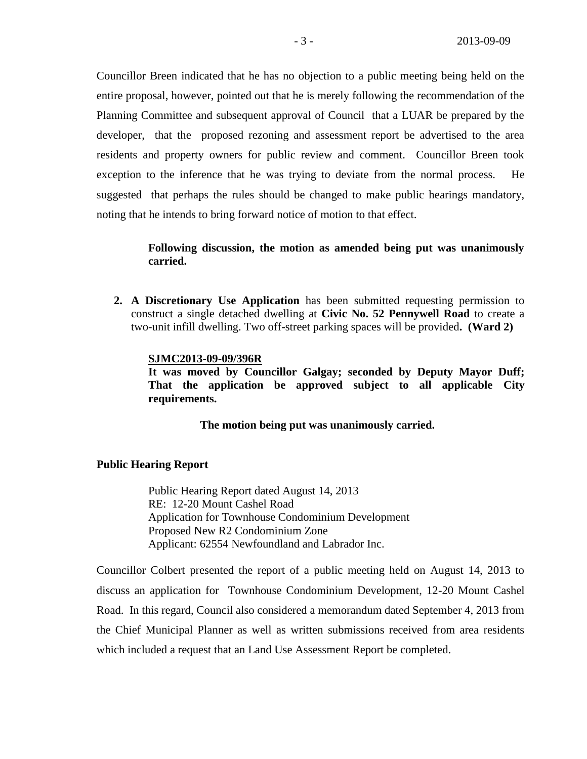Councillor Breen indicated that he has no objection to a public meeting being held on the entire proposal, however, pointed out that he is merely following the recommendation of the Planning Committee and subsequent approval of Council that a LUAR be prepared by the developer, that the proposed rezoning and assessment report be advertised to the area residents and property owners for public review and comment. Councillor Breen took exception to the inference that he was trying to deviate from the normal process. He suggested that perhaps the rules should be changed to make public hearings mandatory, noting that he intends to bring forward notice of motion to that effect.

> **Following discussion, the motion as amended being put was unanimously carried.**

2. **A Discretionary Use Application** has been submitted requesting permission to construct a single detached dwelling at **Civic No. 52 Pennywell Road** to create a two-unit infill dwelling. Two off-street parking spaces will be provided**. (Ward 2)**

> **SJMC2013-09-09/396R**
> **It was moved by Councillor Galgay; seconded by Deputy Mayor Duff; That the application be approved subject to all applicable City requirements.**
>
> **The motion being put was unanimously carried.**

**Public Hearing Report**

> Public Hearing Report dated August 14, 2013
> RE: 12-20 Mount Cashel Road
> Application for Townhouse Condominium Development
> Proposed New R2 Condominium Zone
> Applicant: 62554 Newfoundland and Labrador Inc.

Councillor Colbert presented the report of a public meeting held on August 14, 2013 to discuss an application for Townhouse Condominium Development, 12-20 Mount Cashel Road. In this regard, Council also considered a memorandum dated September 4, 2013 from the Chief Municipal Planner as well as written submissions received from area residents which included a request that an Land Use Assessment Report be completed.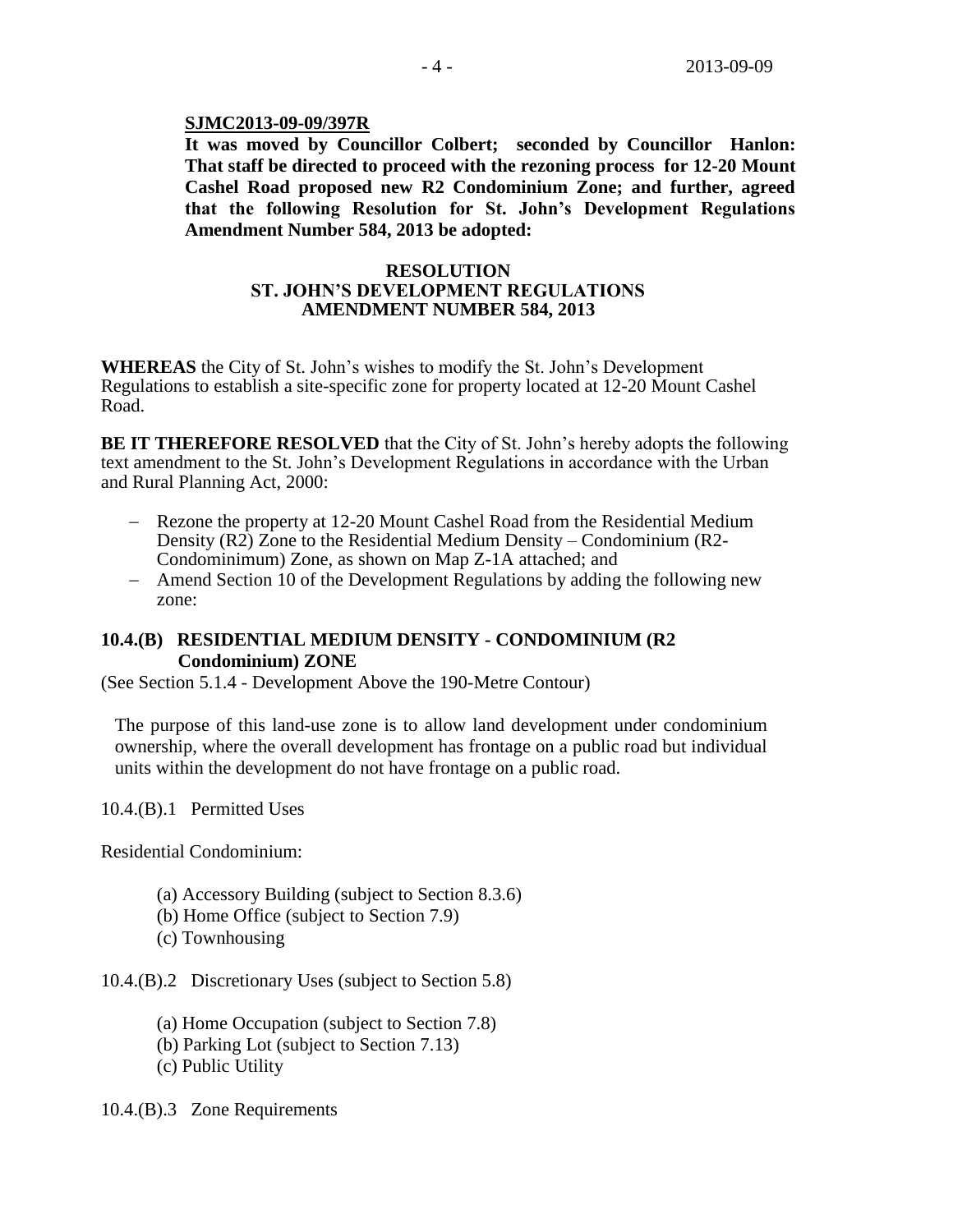**SJMC2013-09-09/397R**

**It was moved by Councillor Colbert; seconded by Councillor Hanlon: That staff be directed to proceed with the rezoning process for 12-20 Mount Cashel Road proposed new R2 Condominium Zone; and further, agreed that the following Resolution for St. John's Development Regulations Amendment Number 584, 2013 be adopted:**

**RESOLUTION**
**ST. JOHN'S DEVELOPMENT REGULATIONS**
**AMENDMENT NUMBER 584, 2013**

**WHEREAS** the City of St. John's wishes to modify the St. John's Development Regulations to establish a site-specific zone for property located at 12-20 Mount Cashel Road.

**BE IT THEREFORE RESOLVED** that the City of St. John's hereby adopts the following text amendment to the St. John's Development Regulations in accordance with the Urban and Rural Planning Act, 2000:

- Rezone the property at 12-20 Mount Cashel Road from the Residential Medium Density (R2) Zone to the Residential Medium Density – Condominium (R2-Condominimum) Zone, as shown on Map Z-1A attached; and
- Amend Section 10 of the Development Regulations by adding the following new zone:

### 10.4.(B) RESIDENTIAL MEDIUM DENSITY - CONDOMINIUM (R2 Condominium) ZONE

(See Section 5.1.4 - Development Above the 190-Metre Contour)

The purpose of this land-use zone is to allow land development under condominium ownership, where the overall development has frontage on a public road but individual units within the development do not have frontage on a public road.

10.4.(B).1 Permitted Uses

Residential Condominium:

(a) Accessory Building (subject to Section 8.3.6)
(b) Home Office (subject to Section 7.9)
(c) Townhousing

10.4.(B).2 Discretionary Uses (subject to Section 5.8)

(a) Home Occupation (subject to Section 7.8)
(b) Parking Lot (subject to Section 7.13)
(c) Public Utility

10.4.(B).3 Zone Requirements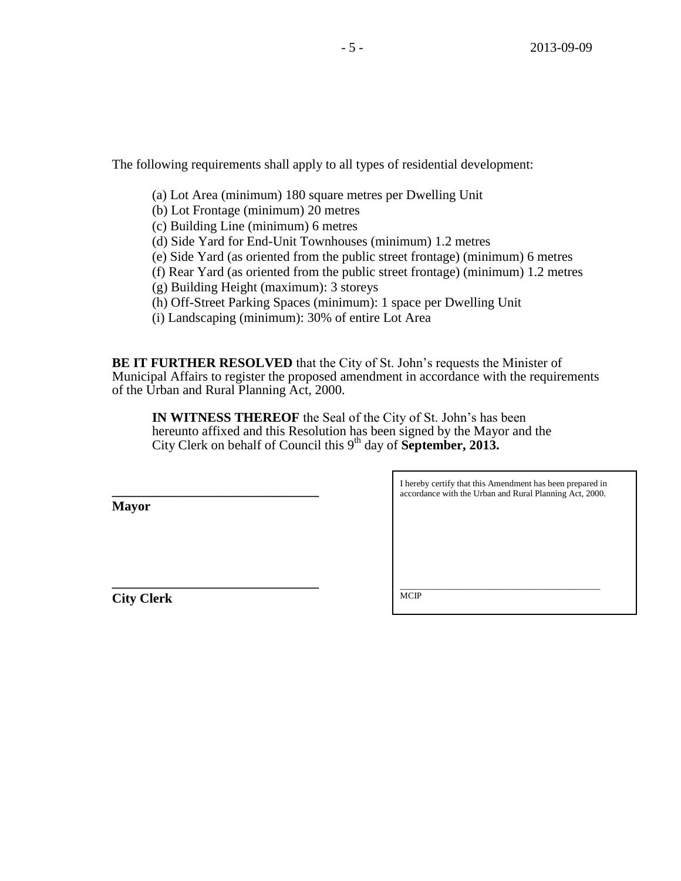The following requirements shall apply to all types of residential development:

(a) Lot Area (minimum) 180 square metres per Dwelling Unit
(b) Lot Frontage (minimum) 20 metres
(c) Building Line (minimum) 6 metres
(d) Side Yard for End-Unit Townhouses (minimum) 1.2 metres
(e) Side Yard (as oriented from the public street frontage) (minimum) 6 metres
(f) Rear Yard (as oriented from the public street frontage) (minimum) 1.2 metres
(g) Building Height (maximum): 3 storeys
(h) Off-Street Parking Spaces (minimum): 1 space per Dwelling Unit
(i) Landscaping (minimum): 30% of entire Lot Area

**BE IT FURTHER RESOLVED** that the City of St. John's requests the Minister of Municipal Affairs to register the proposed amendment in accordance with the requirements of the Urban and Rural Planning Act, 2000.

**IN WITNESS THEREOF** the Seal of the City of St. John's has been hereunto affixed and this Resolution has been signed by the Mayor and the City Clerk on behalf of Council this 9th day of **September, 2013.**

______________________________
**Mayor**

______________________________
**City Clerk**

I hereby certify that this Amendment has been prepared in accordance with the Urban and Rural Planning Act, 2000.

______________________________
MCIP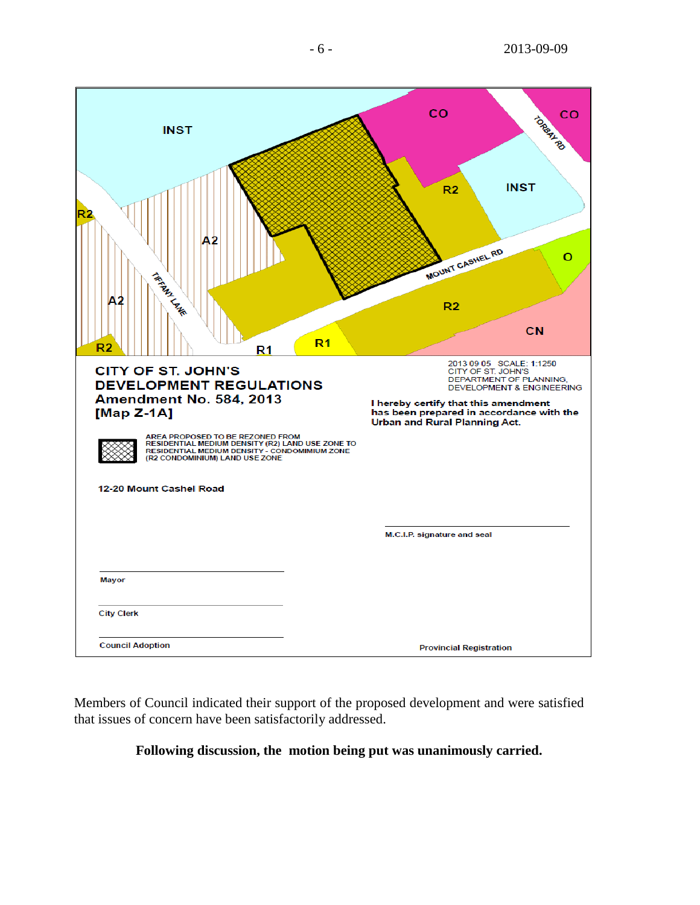INST

CO

CO

TORBAY RD

R2

INST

R2

A2

O

TIFFANY LANE

MOUNT CASHEL RD

A2

R2

CN

R2

R1

R1

**CITY OF ST. JOHN'S**
**DEVELOPMENT REGULATIONS**
**Amendment No. 584, 2013**
**[Map Z-1A]**

2013 09 05 SCALE: 1:1250
CITY OF ST. JOHN'S
DEPARTMENT OF PLANNING,
DEVELOPMENT & ENGINEERING

**I hereby certify that this amendment has been prepared in accordance with the Urban and Rural Planning Act.**

AREA PROPOSED TO BE REZONED FROM RESIDENTIAL MEDIUM DENSITY (R2) LAND USE ZONE TO RESIDENTIAL MEDIUM DENSITY - CONDOMIMIUM ZONE (R2 CONDOMINIUM) LAND USE ZONE

**12-20 Mount Cashel Road**

M.C.I.P. signature and seal

Mayor

City Clerk

Council Adoption

Provincial Registration

Members of Council indicated their support of the proposed development and were satisfied that issues of concern have been satisfactorily addressed.

**Following discussion, the motion being put was unanimously carried.**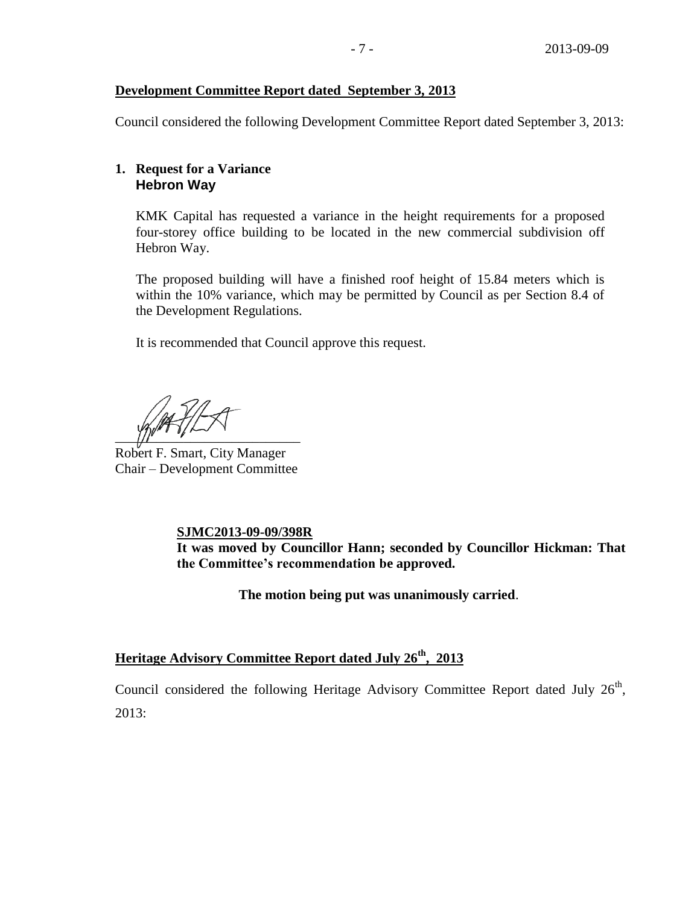**Development Committee Report dated September 3, 2013**

Council considered the following Development Committee Report dated September 3, 2013:

**1. Request for a Variance**
**Hebron Way**

KMK Capital has requested a variance in the height requirements for a proposed four-storey office building to be located in the new commercial subdivision off Hebron Way.

The proposed building will have a finished roof height of 15.84 meters which is within the 10% variance, which may be permitted by Council as per Section 8.4 of the Development Regulations.

It is recommended that Council approve this request.

Robert F. Smart, City Manager
Chair – Development Committee

**SJMC2013-09-09/398R**
**It was moved by Councillor Hann; seconded by Councillor Hickman: That the Committee's recommendation be approved.**

**The motion being put was unanimously carried**.

**Heritage Advisory Committee Report dated July 26th, 2013**

Council considered the following Heritage Advisory Committee Report dated July 26th, 2013: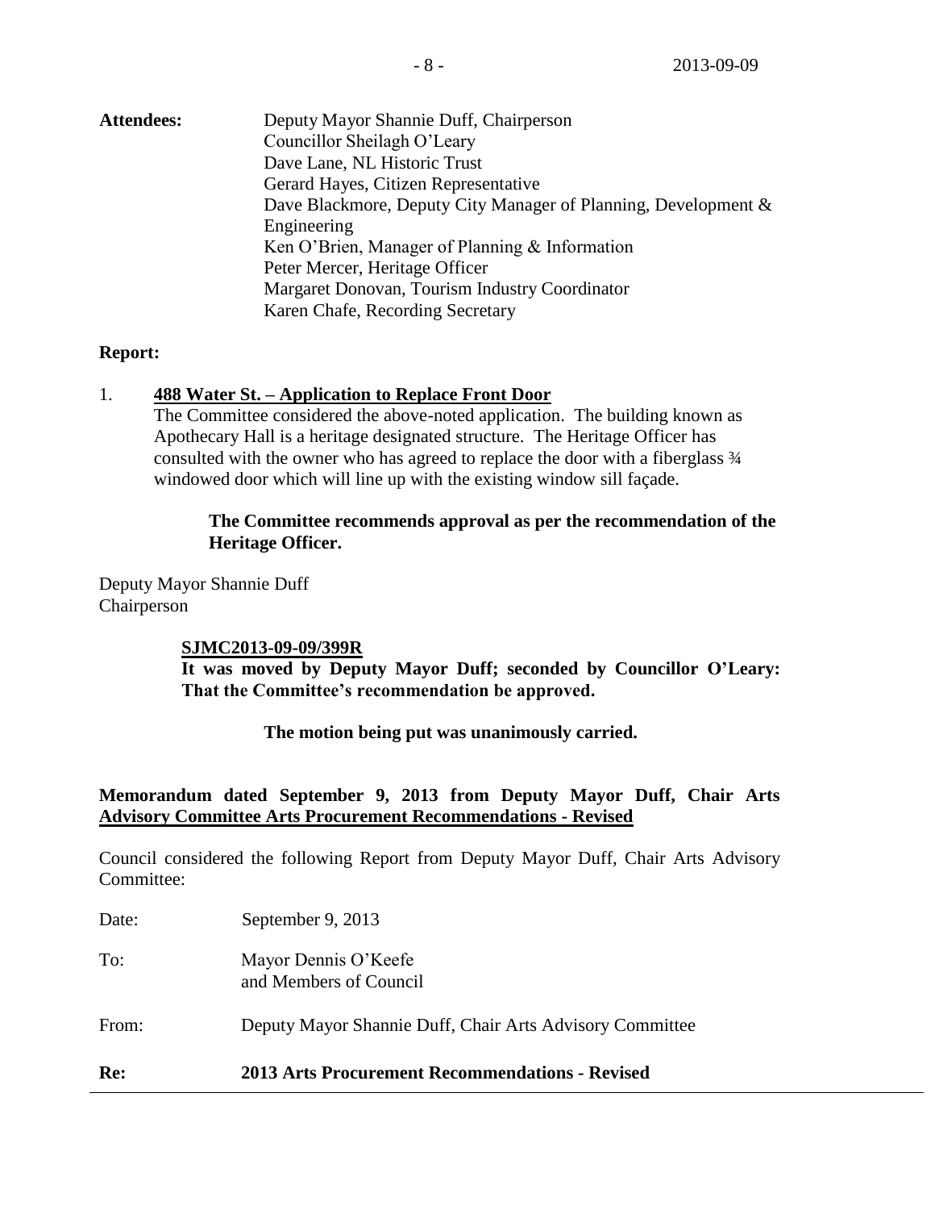**Attendees:** Deputy Mayor Shannie Duff, Chairperson
Councillor Sheilagh O'Leary
Dave Lane, NL Historic Trust
Gerard Hayes, Citizen Representative
Dave Blackmore, Deputy City Manager of Planning, Development & Engineering
Ken O'Brien, Manager of Planning & Information
Peter Mercer, Heritage Officer
Margaret Donovan, Tourism Industry Coordinator
Karen Chafe, Recording Secretary

**Report:**

1. **488 Water St. – Application to Replace Front Door**
   The Committee considered the above-noted application. The building known as Apothecary Hall is a heritage designated structure. The Heritage Officer has consulted with the owner who has agreed to replace the door with a fiberglass ¾ windowed door which will line up with the existing window sill façade.

   **The Committee recommends approval as per the recommendation of the Heritage Officer.**

Deputy Mayor Shannie Duff
Chairperson

**SJMC2013-09-09/399R**
**It was moved by Deputy Mayor Duff; seconded by Councillor O'Leary: That the Committee's recommendation be approved.**

**The motion being put was unanimously carried.**

**Memorandum dated September 9, 2013 from Deputy Mayor Duff, Chair Arts Advisory Committee Arts Procurement Recommendations - Revised**

Council considered the following Report from Deputy Mayor Duff, Chair Arts Advisory Committee:

Date: September 9, 2013

To: Mayor Dennis O'Keefe
and Members of Council

From: Deputy Mayor Shannie Duff, Chair Arts Advisory Committee

**Re: 2013 Arts Procurement Recommendations - Revised**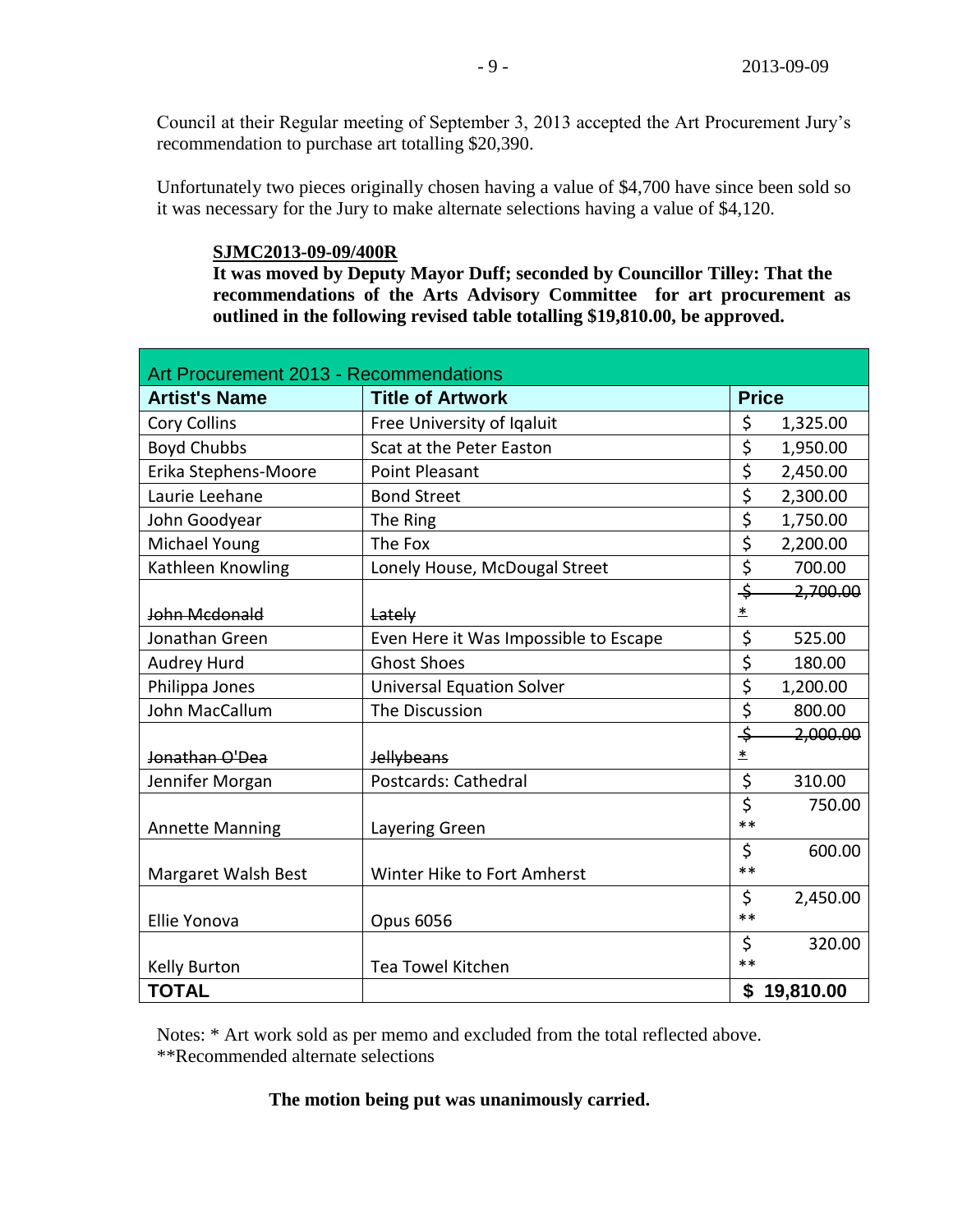Council at their Regular meeting of September 3, 2013 accepted the Art Procurement Jury's recommendation to purchase art totalling $20,390.

Unfortunately two pieces originally chosen having a value of $4,700 have since been sold so it was necessary for the Jury to make alternate selections having a value of $4,120.

**SJMC2013-09-09/400R**

**It was moved by Deputy Mayor Duff; seconded by Councillor Tilley: That the recommendations of the Arts Advisory Committee for art procurement as outlined in the following revised table totalling $19,810.00, be approved.**

| Art Procurement 2013 - Recommendations | | |
|---|---|---|
| **Artist's Name** | **Title of Artwork** | **Price** |
| Cory Collins | Free University of Iqaluit | $ 1,325.00 |
| Boyd Chubbs | Scat at the Peter Easton | $ 1,950.00 |
| Erika Stephens-Moore | Point Pleasant | $ 2,450.00 |
| Laurie Leehane | Bond Street | $ 2,300.00 |
| John Goodyear | The Ring | $ 1,750.00 |
| Michael Young | The Fox | $ 2,200.00 |
| Kathleen Knowling | Lonely House, McDougal Street | $ 700.00 |
| ~~John Mcdonald~~ | ~~Lately~~ | ~~$ 2,700.00~~ * |
| Jonathan Green | Even Here it Was Impossible to Escape | $ 525.00 |
| Audrey Hurd | Ghost Shoes | $ 180.00 |
| Philippa Jones | Universal Equation Solver | $ 1,200.00 |
| John MacCallum | The Discussion | $ 800.00 |
| ~~Jonathan O'Dea~~ | ~~Jellybeans~~ | ~~$ 2,000.00~~ * |
| Jennifer Morgan | Postcards: Cathedral | $ 310.00 |
| Annette Manning | Layering Green | $ 750.00 ** |
| Margaret Walsh Best | Winter Hike to Fort Amherst | $ 600.00 ** |
| Ellie Yonova | Opus 6056 | $ 2,450.00 ** |
| Kelly Burton | Tea Towel Kitchen | $ 320.00 ** |
| **TOTAL** | | **$ 19,810.00** |

Notes: * Art work sold as per memo and excluded from the total reflected above.
**Recommended alternate selections

**The motion being put was unanimously carried.**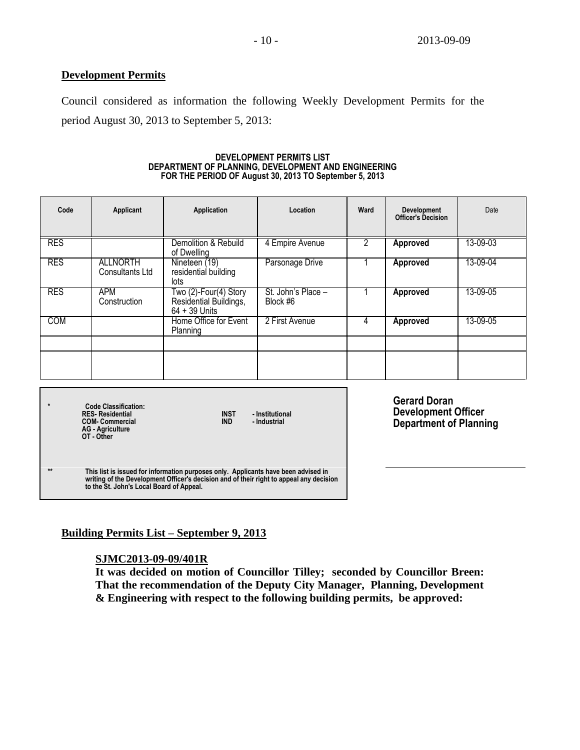## Development Permits

Council considered as information the following Weekly Development Permits for the period August 30, 2013 to September 5, 2013:

**DEVELOPMENT PERMITS LIST**
**DEPARTMENT OF PLANNING, DEVELOPMENT AND ENGINEERING**
**FOR THE PERIOD OF August 30, 2013 TO September 5, 2013**

| Code | Applicant | Application | Location | Ward | Development Officer's Decision | Date |
|---|---|---|---|---|---|---|
| RES | | Demolition & Rebuild of Dwelling | 4 Empire Avenue | 2 | **Approved** | 13-09-03 |
| RES | ALLNORTH Consultants Ltd | Nineteen (19) residential building lots | Parsonage Drive | 1 | **Approved** | 13-09-04 |
| RES | APM Construction | Two (2)-Four(4) Story Residential Buildings, 64 + 39 Units | St. John's Place – Block #6 | 1 | **Approved** | 13-09-05 |
| COM | | Home Office for Event Planning | 2 First Avenue | 4 | **Approved** | 13-09-05 |
| | | | | | | |
| | | | | | | |

| * | **Code Classification:** | |
|---|---|---|
| | **RES- Residential** | **INST - Institutional** |
| | **COM- Commercial** | **IND - Industrial** |
| | **AG - Agriculture** | |
| | **OT - Other** | |
| ** | **This list is issued for information purposes only. Applicants have been advised in writing of the Development Officer's decision and of their right to appeal any decision to the St. John's Local Board of Appeal.** | |

**Gerard Doran**
**Development Officer**
**Department of Planning**

## Building Permits List – September 9, 2013

**SJMC2013-09-09/401R**
**It was decided on motion of Councillor Tilley; seconded by Councillor Breen: That the recommendation of the Deputy City Manager, Planning, Development & Engineering with respect to the following building permits, be approved:**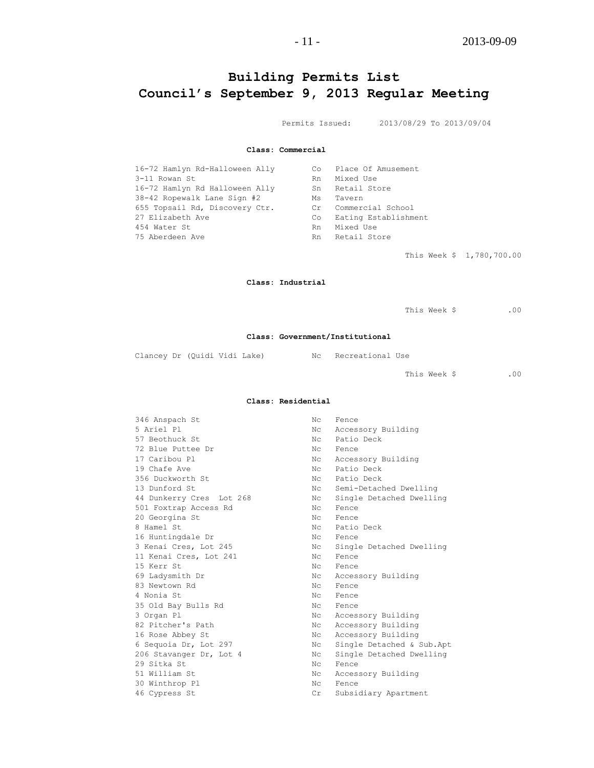# Building Permits List
## Council's September 9, 2013 Regular Meeting

Permits Issued: 2013/08/29 To 2013/09/04

### Class: Commercial

| | | |
|---|---|---|
| 16-72 Hamlyn Rd-Halloween Ally | Co | Place Of Amusement |
| 3-11 Rowan St | Rn | Mixed Use |
| 16-72 Hamlyn Rd Halloween Ally | Sn | Retail Store |
| 38-42 Ropewalk Lane Sign #2 | Ms | Tavern |
| 655 Topsail Rd, Discovery Ctr. | Cr | Commercial School |
| 27 Elizabeth Ave | Co | Eating Establishment |
| 454 Water St | Rn | Mixed Use |
| 75 Aberdeen Ave | Rn | Retail Store |

This Week $ 1,780,700.00

### Class: Industrial

This Week $ .00

### Class: Government/Institutional

| | | |
|---|---|---|
| Clancey Dr (Quidi Vidi Lake) | Nc | Recreational Use |

This Week $ .00

### Class: Residential

| | | |
|---|---|---|
| 346 Anspach St | Nc | Fence |
| 5 Ariel Pl | Nc | Accessory Building |
| 57 Beothuck St | Nc | Patio Deck |
| 72 Blue Puttee Dr | Nc | Fence |
| 17 Caribou Pl | Nc | Accessory Building |
| 19 Chafe Ave | Nc | Patio Deck |
| 356 Duckworth St | Nc | Patio Deck |
| 13 Dunford St | Nc | Semi-Detached Dwelling |
| 44 Dunkerry Cres Lot 268 | Nc | Single Detached Dwelling |
| 501 Foxtrap Access Rd | Nc | Fence |
| 20 Georgina St | Nc | Fence |
| 8 Hamel St | Nc | Patio Deck |
| 16 Huntingdale Dr | Nc | Fence |
| 3 Kenai Cres, Lot 245 | Nc | Single Detached Dwelling |
| 11 Kenai Cres, Lot 241 | Nc | Fence |
| 15 Kerr St | Nc | Fence |
| 69 Ladysmith Dr | Nc | Accessory Building |
| 83 Newtown Rd | Nc | Fence |
| 4 Nonia St | Nc | Fence |
| 35 Old Bay Bulls Rd | Nc | Fence |
| 3 Organ Pl | Nc | Accessory Building |
| 82 Pitcher's Path | Nc | Accessory Building |
| 16 Rose Abbey St | Nc | Accessory Building |
| 6 Sequoia Dr, Lot 297 | Nc | Single Detached & Sub.Apt |
| 206 Stavanger Dr, Lot 4 | Nc | Single Detached Dwelling |
| 29 Sitka St | Nc | Fence |
| 51 William St | Nc | Accessory Building |
| 30 Winthrop Pl | Nc | Fence |
| 46 Cypress St | Cr | Subsidiary Apartment |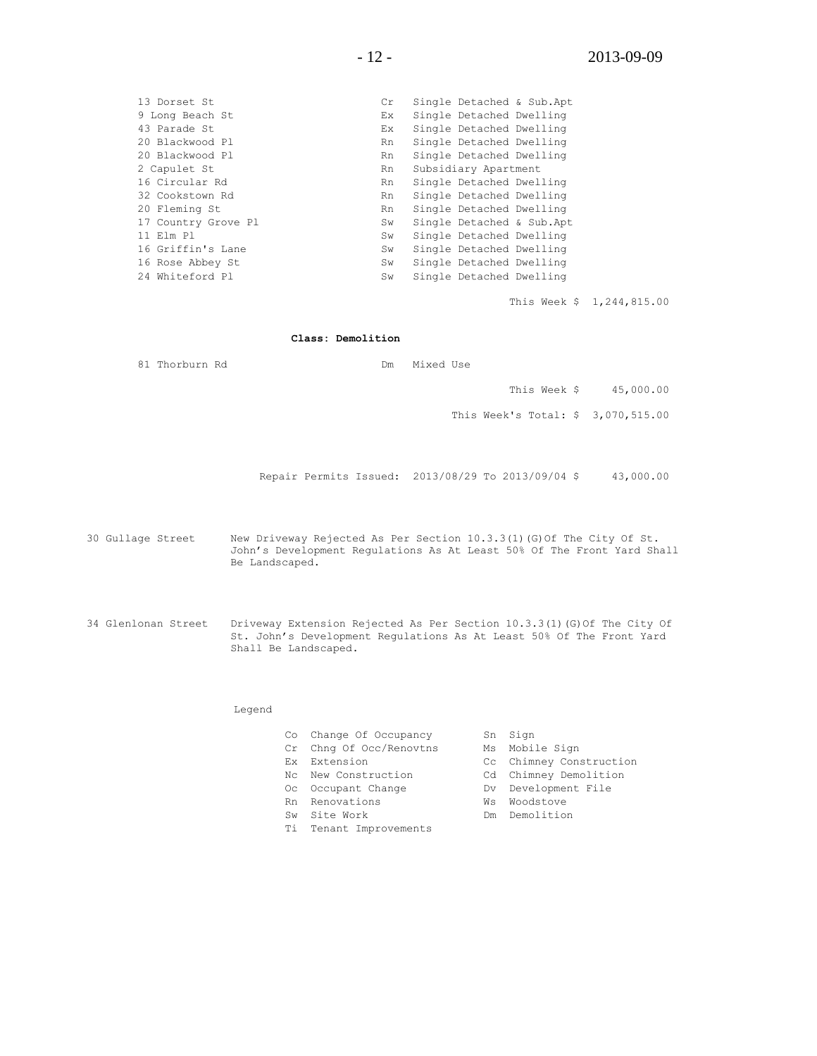| | | |
|---|---|---|
| 13 Dorset St | Cr | Single Detached & Sub.Apt |
| 9 Long Beach St | Ex | Single Detached Dwelling |
| 43 Parade St | Ex | Single Detached Dwelling |
| 20 Blackwood Pl | Rn | Single Detached Dwelling |
| 20 Blackwood Pl | Rn | Single Detached Dwelling |
| 2 Capulet St | Rn | Subsidiary Apartment |
| 16 Circular Rd | Rn | Single Detached Dwelling |
| 32 Cookstown Rd | Rn | Single Detached Dwelling |
| 20 Fleming St | Rn | Single Detached Dwelling |
| 17 Country Grove Pl | Sw | Single Detached & Sub.Apt |
| 11 Elm Pl | Sw | Single Detached Dwelling |
| 16 Griffin's Lane | Sw | Single Detached Dwelling |
| 16 Rose Abbey St | Sw | Single Detached Dwelling |
| 24 Whiteford Pl | Sw | Single Detached Dwelling |

This Week $ 1,244,815.00

**Class: Demolition**

| | | |
|---|---|---|
| 81 Thorburn Rd | Dm | Mixed Use |

This Week $ 45,000.00

This Week's Total: $ 3,070,515.00

Repair Permits Issued: 2013/08/29 To 2013/09/04 $ 43,000.00

30 Gullage Street — New Driveway Rejected As Per Section 10.3.3(1)(G)Of The City Of St. John's Development Regulations As At Least 50% Of The Front Yard Shall Be Landscaped.

34 Glenlonan Street — Driveway Extension Rejected As Per Section 10.3.3(1)(G)Of The City Of St. John's Development Regulations As At Least 50% Of The Front Yard Shall Be Landscaped.

Legend

| | | | |
|---|---|---|---|
| Co | Change Of Occupancy | Sn | Sign |
| Cr | Chng Of Occ/Renovtns | Ms | Mobile Sign |
| Ex | Extension | Cc | Chimney Construction |
| Nc | New Construction | Cd | Chimney Demolition |
| Oc | Occupant Change | Dv | Development File |
| Rn | Renovations | Ws | Woodstove |
| Sw | Site Work | Dm | Demolition |
| Ti | Tenant Improvements | | |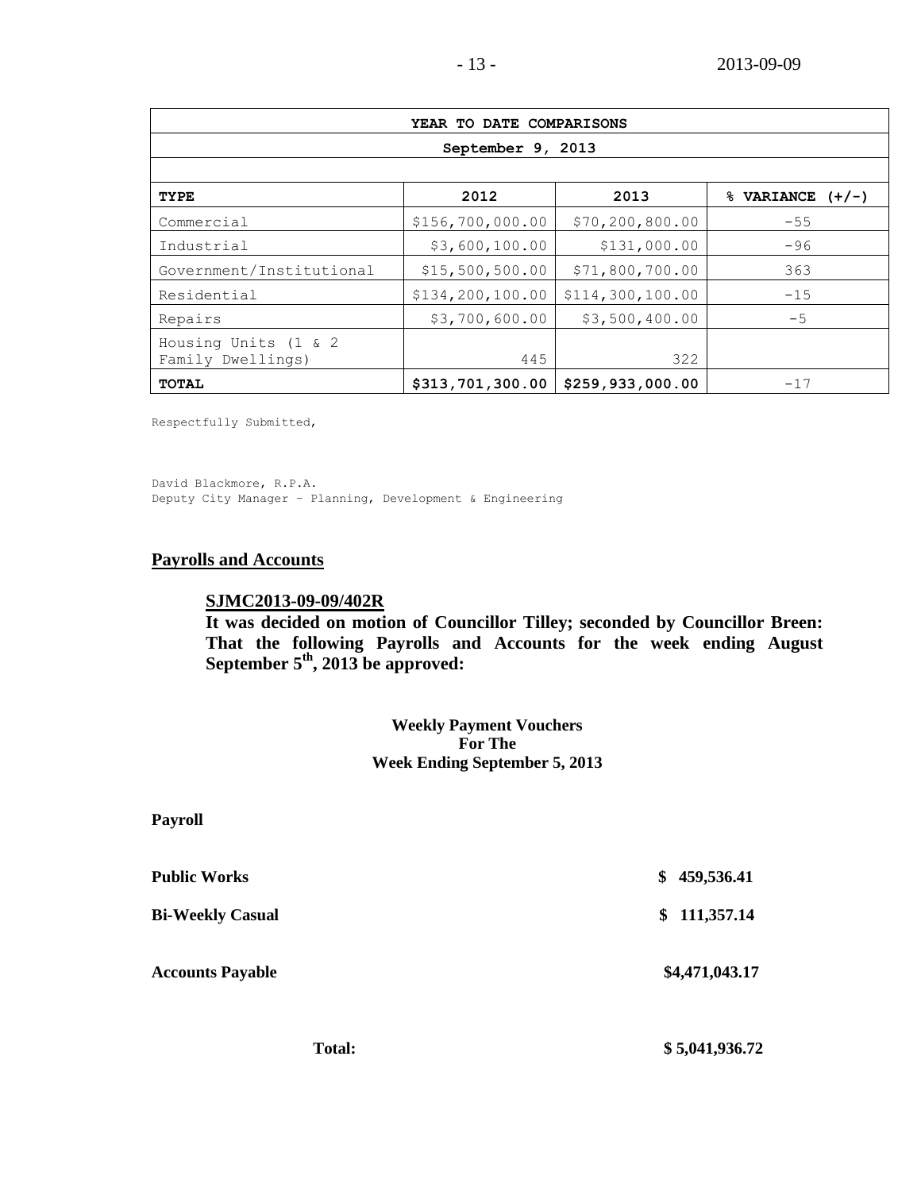| YEAR TO DATE COMPARISONS | | | |
|---|---|---|---|
| September 9, 2013 | | | |
| **TYPE** | **2012** | **2013** | **% VARIANCE (+/-)** |
| Commercial | $156,700,000.00 | $70,200,800.00 | -55 |
| Industrial | $3,600,100.00 | $131,000.00 | -96 |
| Government/Institutional | $15,500,500.00 | $71,800,700.00 | 363 |
| Residential | $134,200,100.00 | $114,300,100.00 | -15 |
| Repairs | $3,700,600.00 | $3,500,400.00 | -5 |
| Housing Units (1 & 2 Family Dwellings) | 445 | 322 | |
| **TOTAL** | **$313,701,300.00** | **$259,933,000.00** | -17 |

Respectfully Submitted,

David Blackmore, R.P.A.
Deputy City Manager – Planning, Development & Engineering

## Payrolls and Accounts

**SJMC2013-09-09/402R**

**It was decided on motion of Councillor Tilley; seconded by Councillor Breen: That the following Payrolls and Accounts for the week ending August September 5th, 2013 be approved:**

**Weekly Payment Vouchers**
**For The**
**Week Ending September 5, 2013**

**Payroll**

| | |
|---|---|
| **Public Works** | **$ 459,536.41** |
| **Bi-Weekly Casual** | **$ 111,357.14** |
| **Accounts Payable** | **$4,471,043.17** |
| **Total:** | **$ 5,041,936.72** |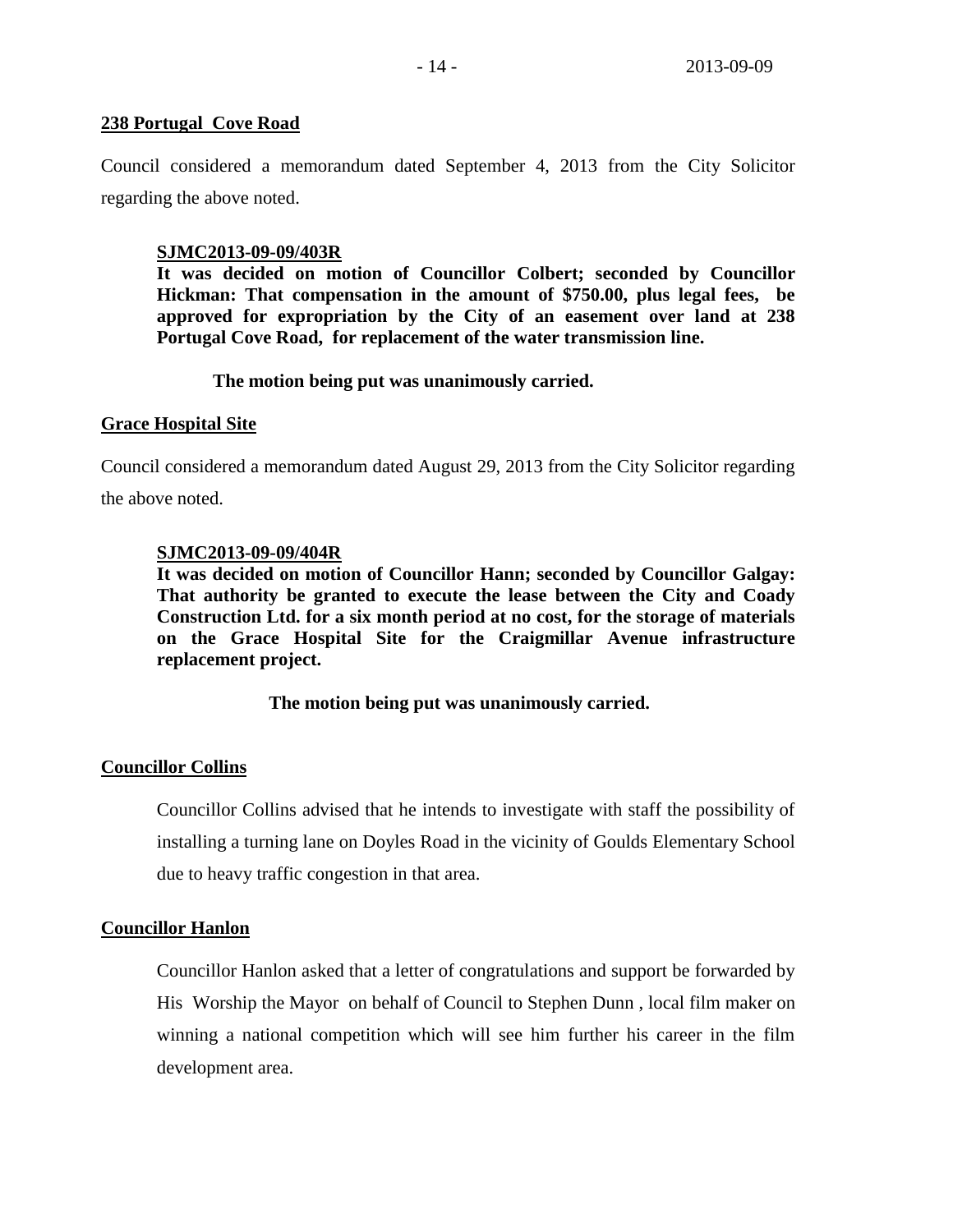**238 Portugal Cove Road**

Council considered a memorandum dated September 4, 2013 from the City Solicitor regarding the above noted.

> **SJMC2013-09-09/403R**
> **It was decided on motion of Councillor Colbert; seconded by Councillor Hickman: That compensation in the amount of $750.00, plus legal fees, be approved for expropriation by the City of an easement over land at 238 Portugal Cove Road, for replacement of the water transmission line.**
>
> **The motion being put was unanimously carried.**

**Grace Hospital Site**

Council considered a memorandum dated August 29, 2013 from the City Solicitor regarding the above noted.

> **SJMC2013-09-09/404R**
> **It was decided on motion of Councillor Hann; seconded by Councillor Galgay: That authority be granted to execute the lease between the City and Coady Construction Ltd. for a six month period at no cost, for the storage of materials on the Grace Hospital Site for the Craigmillar Avenue infrastructure replacement project.**
>
> **The motion being put was unanimously carried.**

**Councillor Collins**

Councillor Collins advised that he intends to investigate with staff the possibility of installing a turning lane on Doyles Road in the vicinity of Goulds Elementary School due to heavy traffic congestion in that area.

**Councillor Hanlon**

Councillor Hanlon asked that a letter of congratulations and support be forwarded by His Worship the Mayor on behalf of Council to Stephen Dunn , local film maker on winning a national competition which will see him further his career in the film development area.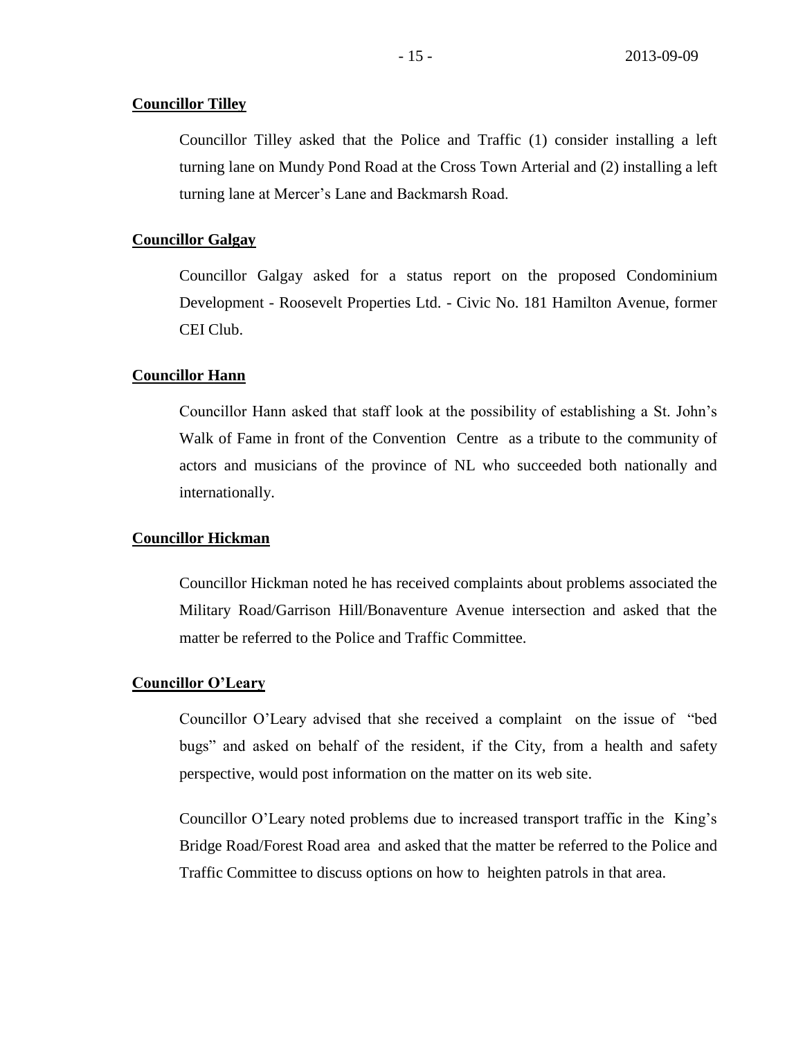**Councillor Tilley**

Councillor Tilley asked that the Police and Traffic (1) consider installing a left turning lane on Mundy Pond Road at the Cross Town Arterial and (2) installing a left turning lane at Mercer's Lane and Backmarsh Road.

**Councillor Galgay**

Councillor Galgay asked for a status report on the proposed Condominium Development - Roosevelt Properties Ltd. - Civic No. 181 Hamilton Avenue, former CEI Club.

**Councillor Hann**

Councillor Hann asked that staff look at the possibility of establishing a St. John's Walk of Fame in front of the Convention Centre as a tribute to the community of actors and musicians of the province of NL who succeeded both nationally and internationally.

**Councillor Hickman**

Councillor Hickman noted he has received complaints about problems associated the Military Road/Garrison Hill/Bonaventure Avenue intersection and asked that the matter be referred to the Police and Traffic Committee.

**Councillor O'Leary**

Councillor O'Leary advised that she received a complaint on the issue of "bed bugs" and asked on behalf of the resident, if the City, from a health and safety perspective, would post information on the matter on its web site.

Councillor O'Leary noted problems due to increased transport traffic in the King's Bridge Road/Forest Road area and asked that the matter be referred to the Police and Traffic Committee to discuss options on how to heighten patrols in that area.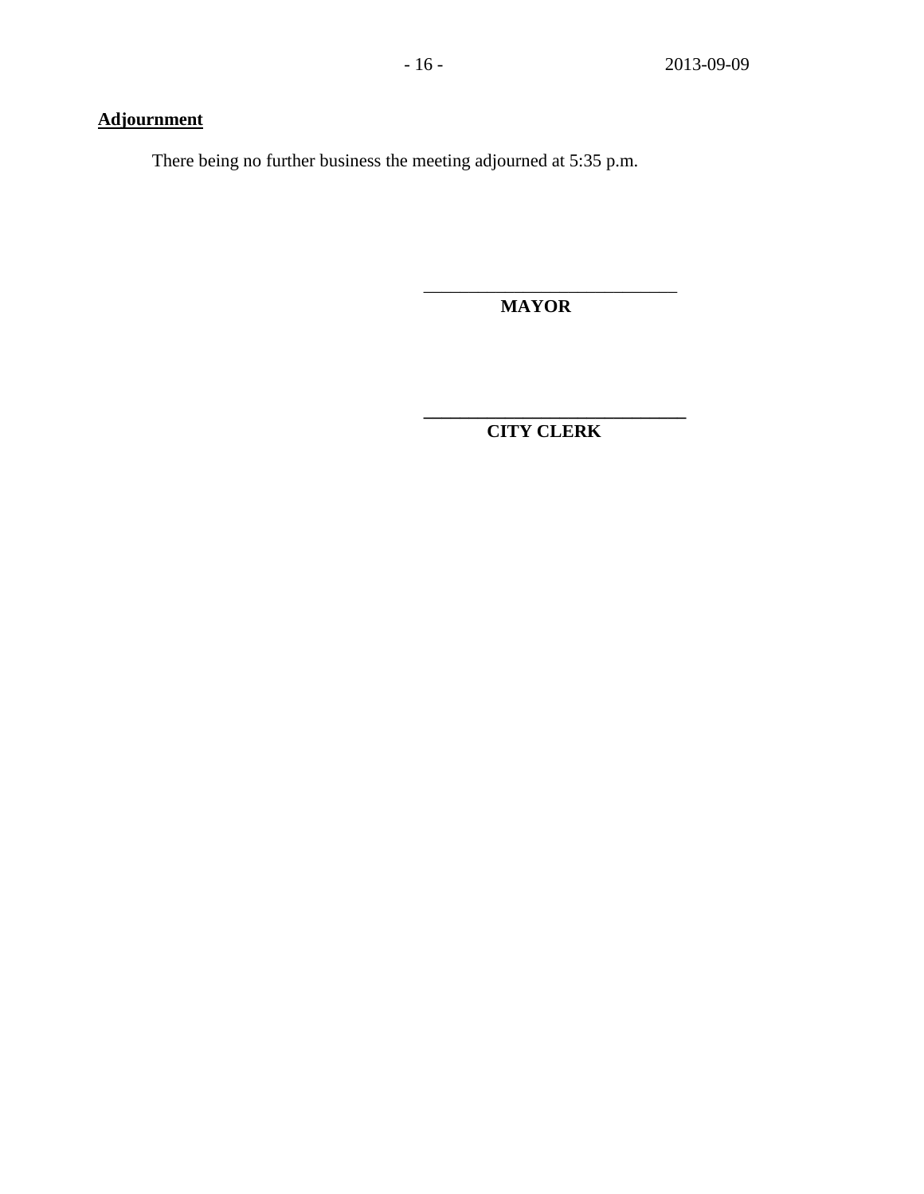**Adjournment**

There being no further business the meeting adjourned at 5:35 p.m.

\_\_\_\_\_\_\_\_\_\_\_\_\_\_\_\_\_\_\_\_\_\_\_\_\_\_\_\_\_\_
**MAYOR**

\_\_\_\_\_\_\_\_\_\_\_\_\_\_\_\_\_\_\_\_\_\_\_\_\_\_\_\_\_\_
**CITY CLERK**